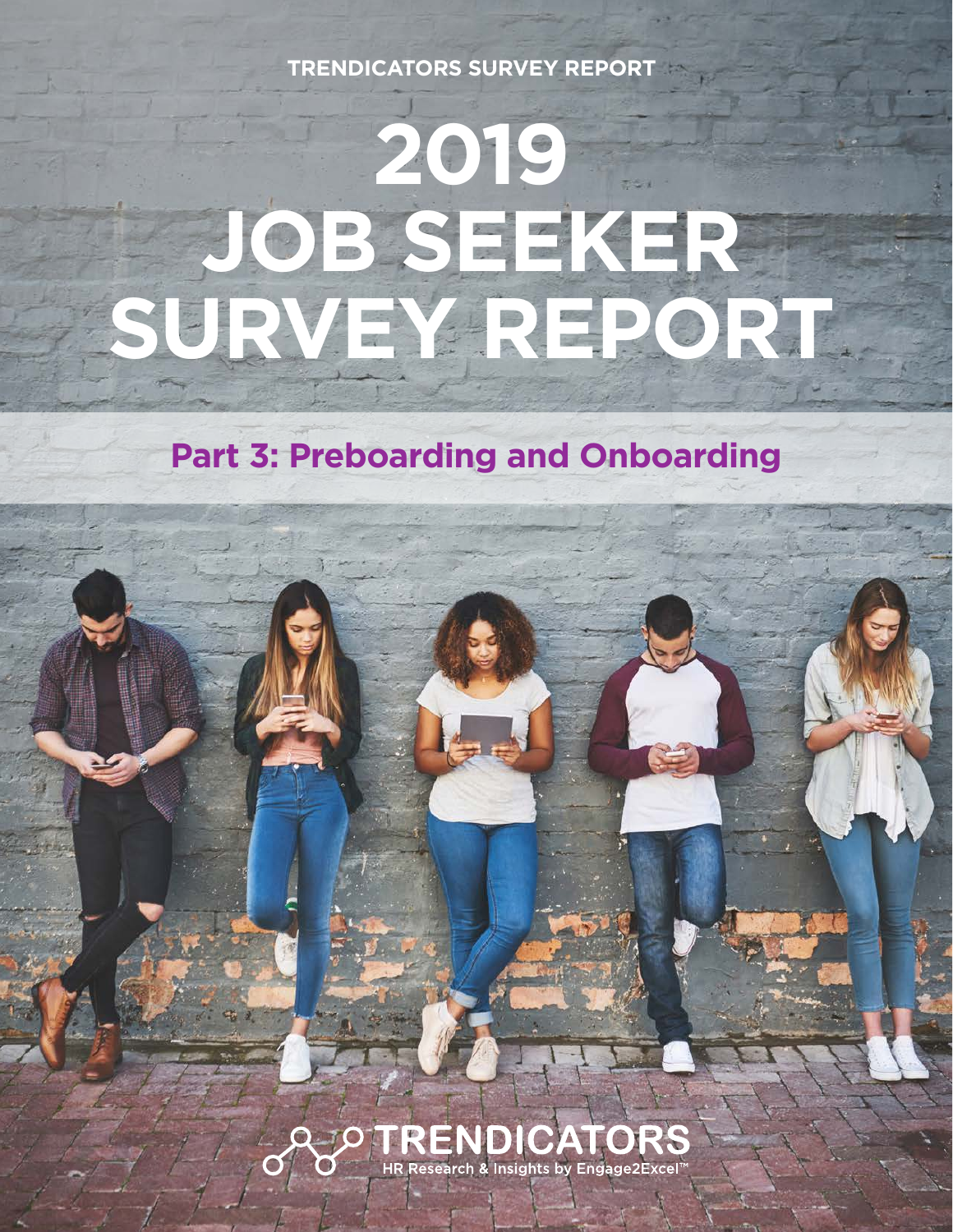TRENDICATORS SURVEY REPORT

# 2019 JOB SEEKER SURVEY REPORT

## Part 3: Preboarding and Onboarding

TRENDICATORS

HR Research & Insights by Engage2Excel™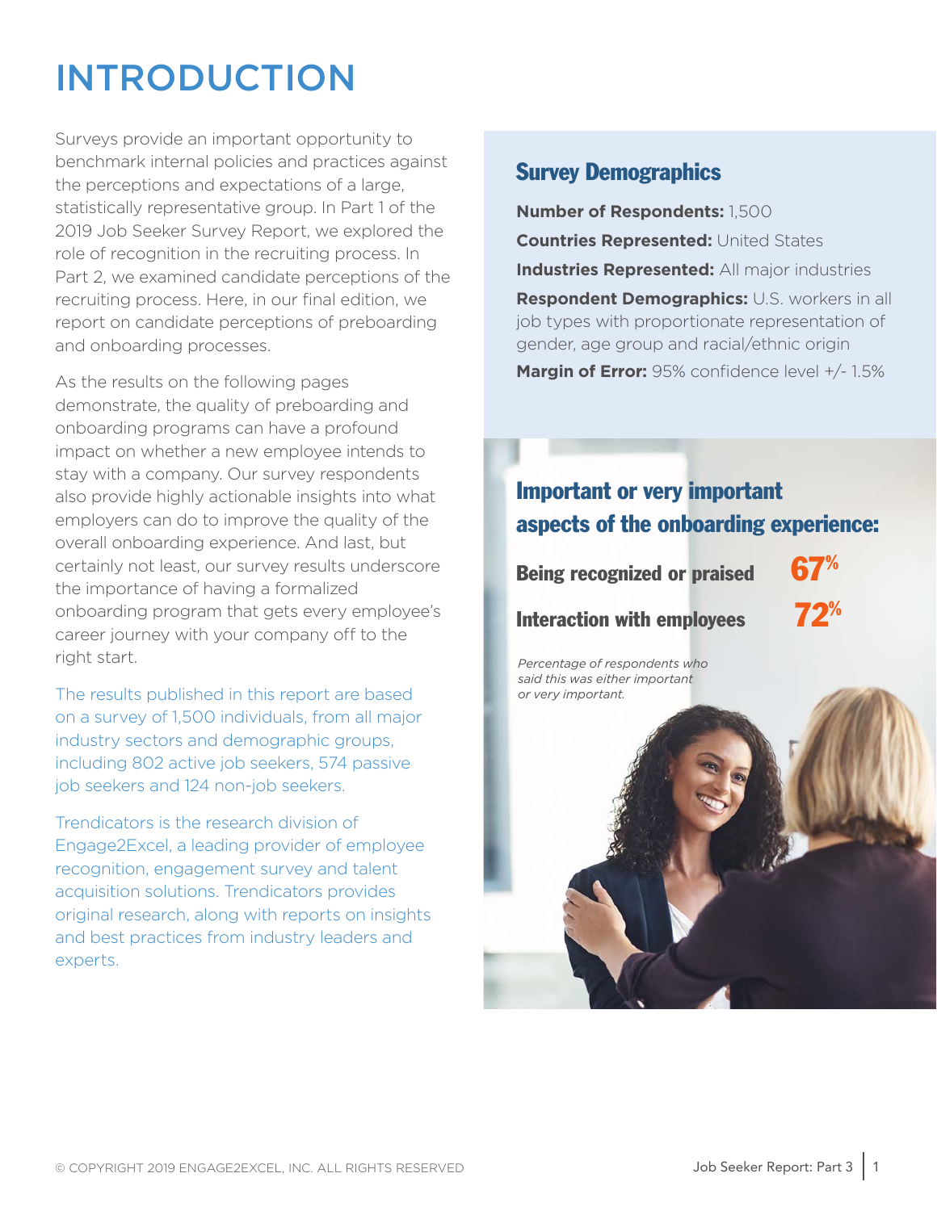# INTRODUCTION

Surveys provide an important opportunity to benchmark internal policies and practices against the perceptions and expectations of a large, statistically representative group. In Part 1 of the 2019 Job Seeker Survey Report, we explored the role of recognition in the recruiting process. In Part 2, we examined candidate perceptions of the recruiting process. Here, in our final edition, we report on candidate perceptions of preboarding and onboarding processes.

As the results on the following pages demonstrate, the quality of preboarding and onboarding programs can have a profound impact on whether a new employee intends to stay with a company. Our survey respondents also provide highly actionable insights into what employers can do to improve the quality of the overall onboarding experience. And last, but certainly not least, our survey results underscore the importance of having a formalized onboarding program that gets every employee's career journey with your company off to the right start.

The results published in this report are based on a survey of 1,500 individuals, from all major industry sectors and demographic groups, including 802 active job seekers, 574 passive job seekers and 124 non-job seekers.

Trendicators is the research division of Engage2Excel, a leading provider of employee recognition, engagement survey and talent acquisition solutions. Trendicators provides original research, along with reports on insights and best practices from industry leaders and experts.

## Survey Demographics

**Number of Respondents:** 1,500

**Countries Represented:** United States

**Industries Represented:** All major industries

**Respondent Demographics:** U.S. workers in all job types with proportionate representation of gender, age group and racial/ethnic origin

**Margin of Error:** 95% confidence level +/- 1.5%

## Important or very important aspects of the onboarding experience:

**Being recognized or praised** 67%

**Interaction with employees** 72%

*Percentage of respondents who said this was either important or very important.*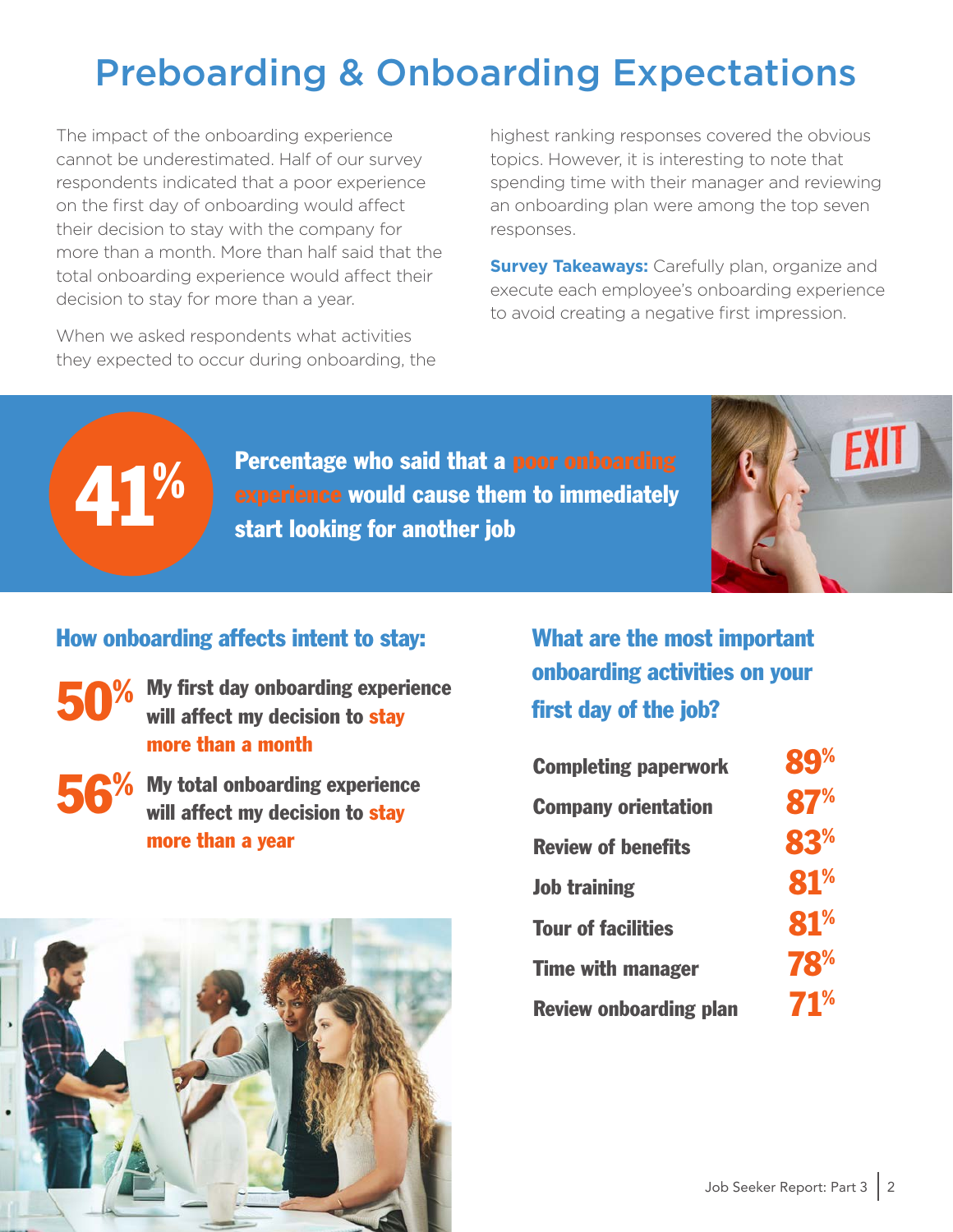# Preboarding & Onboarding Expectations

The impact of the onboarding experience cannot be underestimated. Half of our survey respondents indicated that a poor experience on the first day of onboarding would affect their decision to stay with the company for more than a month. More than half said that the total onboarding experience would affect their decision to stay for more than a year.

When we asked respondents what activities they expected to occur during onboarding, the highest ranking responses covered the obvious topics. However, it is interesting to note that spending time with their manager and reviewing an onboarding plan were among the top seven responses.

**Survey Takeaways:** Carefully plan, organize and execute each employee's onboarding experience to avoid creating a negative first impression.

**41%** — **Percentage who said that a poor onboarding experience would cause them to immediately start looking for another job**

## How onboarding affects intent to stay:

**50%** — **My first day onboarding experience will affect my decision to stay more than a month**

**56%** — **My total onboarding experience will affect my decision to stay more than a year**

## What are the most important onboarding activities on your first day of the job?

| Activity | Percentage |
|---|---|
| Completing paperwork | 89% |
| Company orientation | 87% |
| Review of benefits | 83% |
| Job training | 81% |
| Tour of facilities | 81% |
| Time with manager | 78% |
| Review onboarding plan | 71% |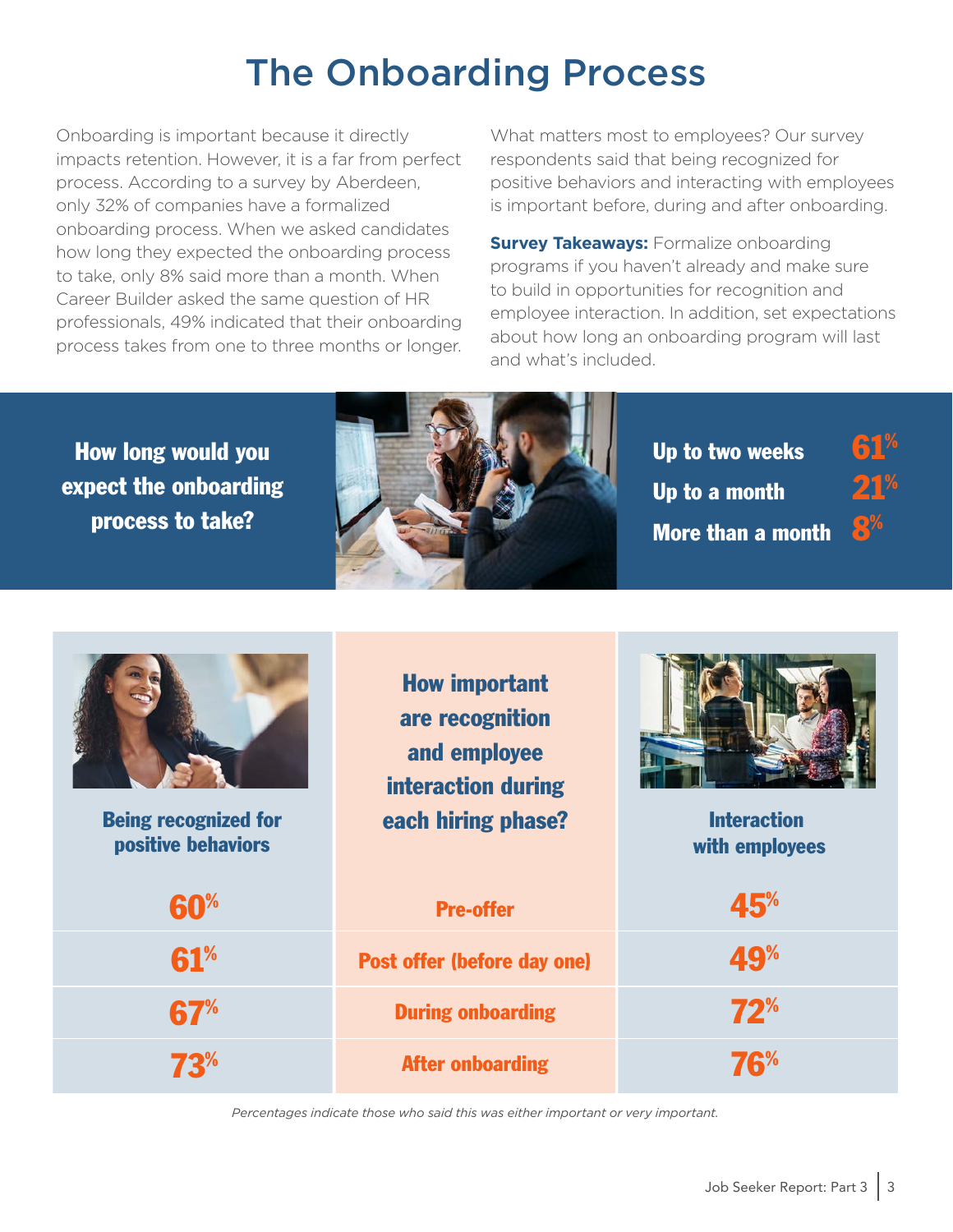# The Onboarding Process

Onboarding is important because it directly impacts retention. However, it is a far from perfect process. According to a survey by Aberdeen, only 32% of companies have a formalized onboarding process. When we asked candidates how long they expected the onboarding process to take, only 8% said more than a month. When Career Builder asked the same question of HR professionals, 49% indicated that their onboarding process takes from one to three months or longer.

What matters most to employees? Our survey respondents said that being recognized for positive behaviors and interacting with employees is important before, during and after onboarding.

**Survey Takeaways:** Formalize onboarding programs if you haven't already and make sure to build in opportunities for recognition and employee interaction. In addition, set expectations about how long an onboarding program will last and what's included.

**How long would you expect the onboarding process to take?**

| | |
|---|---|
| Up to two weeks | 61% |
| Up to a month | 21% |
| More than a month | 8% |

**How important are recognition and employee interaction during each hiring phase?**

| Being recognized for positive behaviors | Hiring phase | Interaction with employees |
|---|---|---|
| 60% | Pre-offer | 45% |
| 61% | Post offer (before day one) | 49% |
| 67% | During onboarding | 72% |
| 73% | After onboarding | 76% |

*Percentages indicate those who said this was either important or very important.*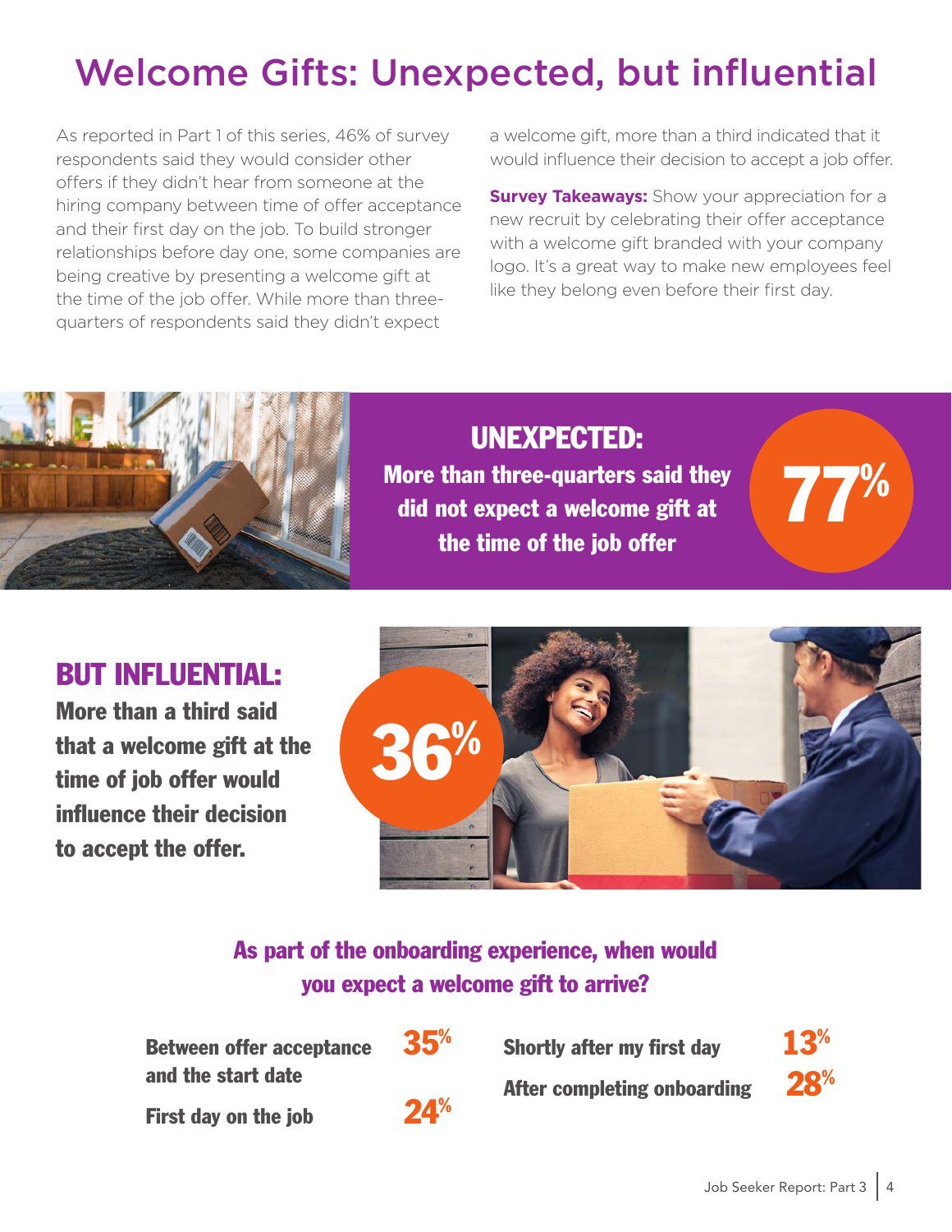# Welcome Gifts: Unexpected, but influential

As reported in Part 1 of this series, 46% of survey respondents said they would consider other offers if they didn't hear from someone at the hiring company between time of offer acceptance and their first day on the job. To build stronger relationships before day one, some companies are being creative by presenting a welcome gift at the time of the job offer. While more than three-quarters of respondents said they didn't expect a welcome gift, more than a third indicated that it would influence their decision to accept a job offer.

**Survey Takeaways:** Show your appreciation for a new recruit by celebrating their offer acceptance with a welcome gift branded with your company logo. It's a great way to make new employees feel like they belong even before their first day.

## UNEXPECTED:

**More than three-quarters said they did not expect a welcome gift at the time of the job offer**

**77%**

## BUT INFLUENTIAL:

**More than a third said that a welcome gift at the time of job offer would influence their decision to accept the offer.**

**36%**

### As part of the onboarding experience, when would you expect a welcome gift to arrive?

| Timing | Percentage |
|---|---|
| Between offer acceptance and the start date | 35% |
| First day on the job | 24% |
| Shortly after my first day | 13% |
| After completing onboarding | 28% |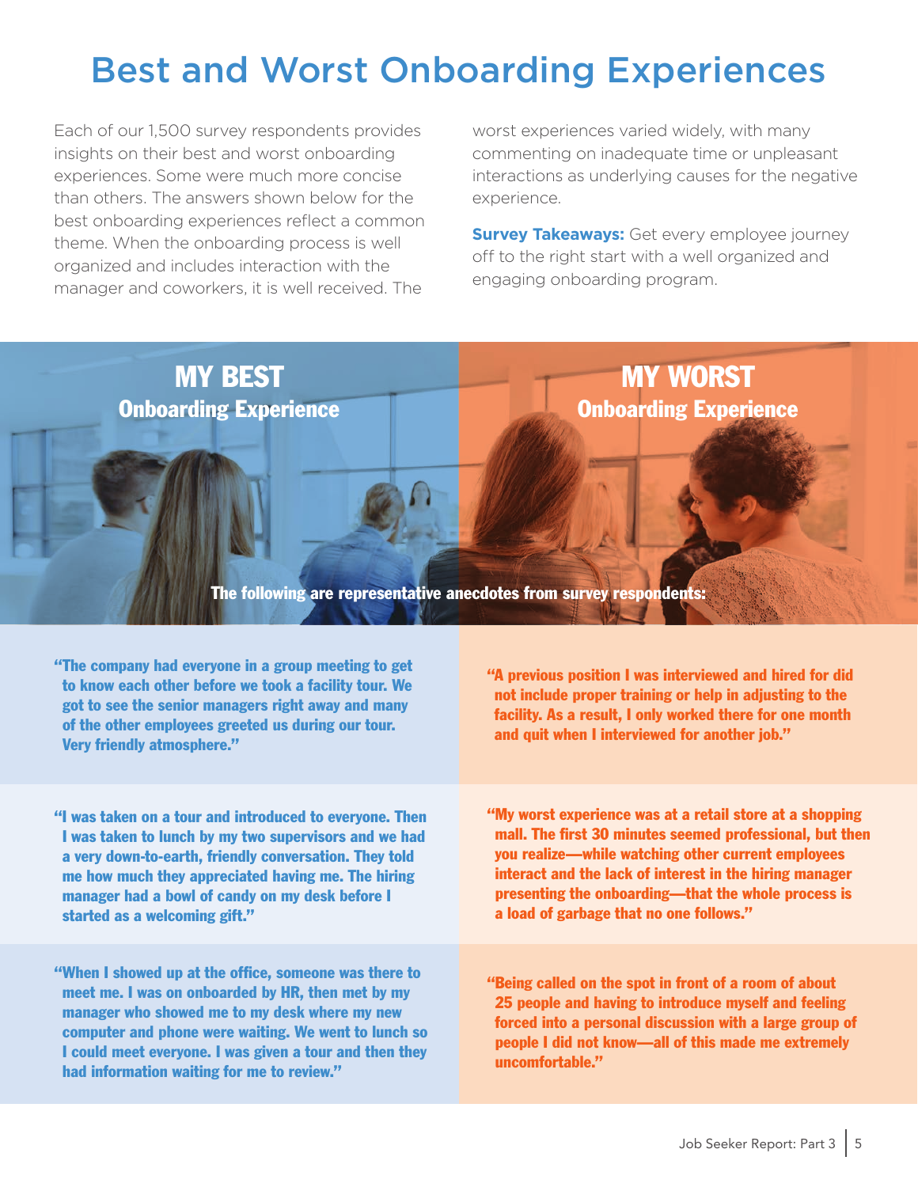# Best and Worst Onboarding Experiences

Each of our 1,500 survey respondents provides insights on their best and worst onboarding experiences. Some were much more concise than others. The answers shown below for the best onboarding experiences reflect a common theme. When the onboarding process is well organized and includes interaction with the manager and coworkers, it is well received. The worst experiences varied widely, with many commenting on inadequate time or unpleasant interactions as underlying causes for the negative experience.

**Survey Takeaways:** Get every employee journey off to the right start with a well organized and engaging onboarding program.

## MY BEST Onboarding Experience

## MY WORST Onboarding Experience

**The following are representative anecdotes from survey respondents:**

### My Best

**"The company had everyone in a group meeting to get to know each other before we took a facility tour. We got to see the senior managers right away and many of the other employees greeted us during our tour. Very friendly atmosphere."**

**"I was taken on a tour and introduced to everyone. Then I was taken to lunch by my two supervisors and we had a very down-to-earth, friendly conversation. They told me how much they appreciated having me. The hiring manager had a bowl of candy on my desk before I started as a welcoming gift."**

**"When I showed up at the office, someone was there to meet me. I was on onboarded by HR, then met by my manager who showed me to my desk where my new computer and phone were waiting. We went to lunch so I could meet everyone. I was given a tour and then they had information waiting for me to review."**

### My Worst

**"A previous position I was interviewed and hired for did not include proper training or help in adjusting to the facility. As a result, I only worked there for one month and quit when I interviewed for another job."**

**"My worst experience was at a retail store at a shopping mall. The first 30 minutes seemed professional, but then you realize—while watching other current employees interact and the lack of interest in the hiring manager presenting the onboarding—that the whole process is a load of garbage that no one follows."**

**"Being called on the spot in front of a room of about 25 people and having to introduce myself and feeling forced into a personal discussion with a large group of people I did not know—all of this made me extremely uncomfortable."**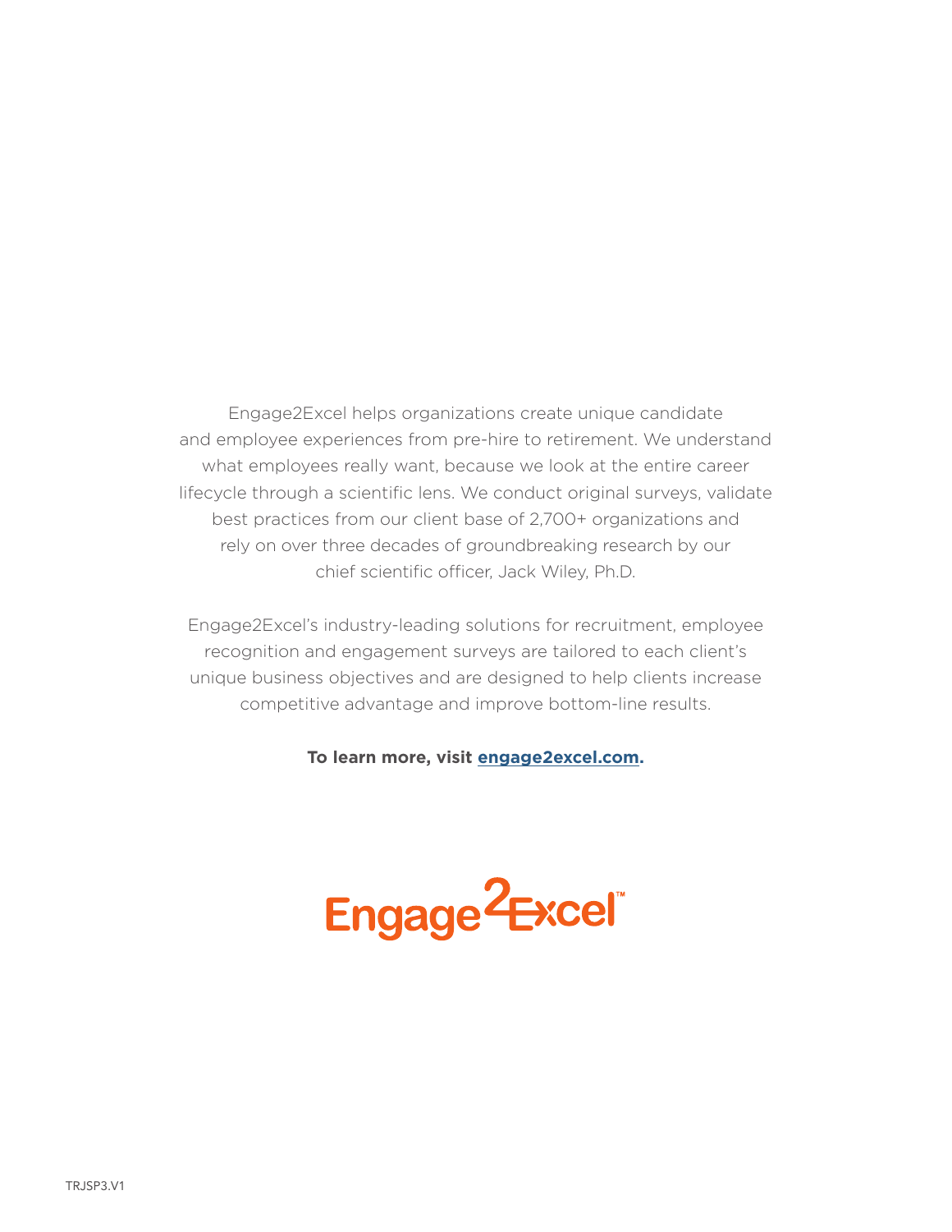Engage2Excel helps organizations create unique candidate and employee experiences from pre-hire to retirement. We understand what employees really want, because we look at the entire career lifecycle through a scientific lens. We conduct original surveys, validate best practices from our client base of 2,700+ organizations and rely on over three decades of groundbreaking research by our chief scientific officer, Jack Wiley, Ph.D.

Engage2Excel's industry-leading solutions for recruitment, employee recognition and engagement surveys are tailored to each client's unique business objectives and are designed to help clients increase competitive advantage and improve bottom-line results.

**To learn more, visit [engage2excel.com](https://engage2excel.com).**

Engage2Excel™

TRJSP3.V1